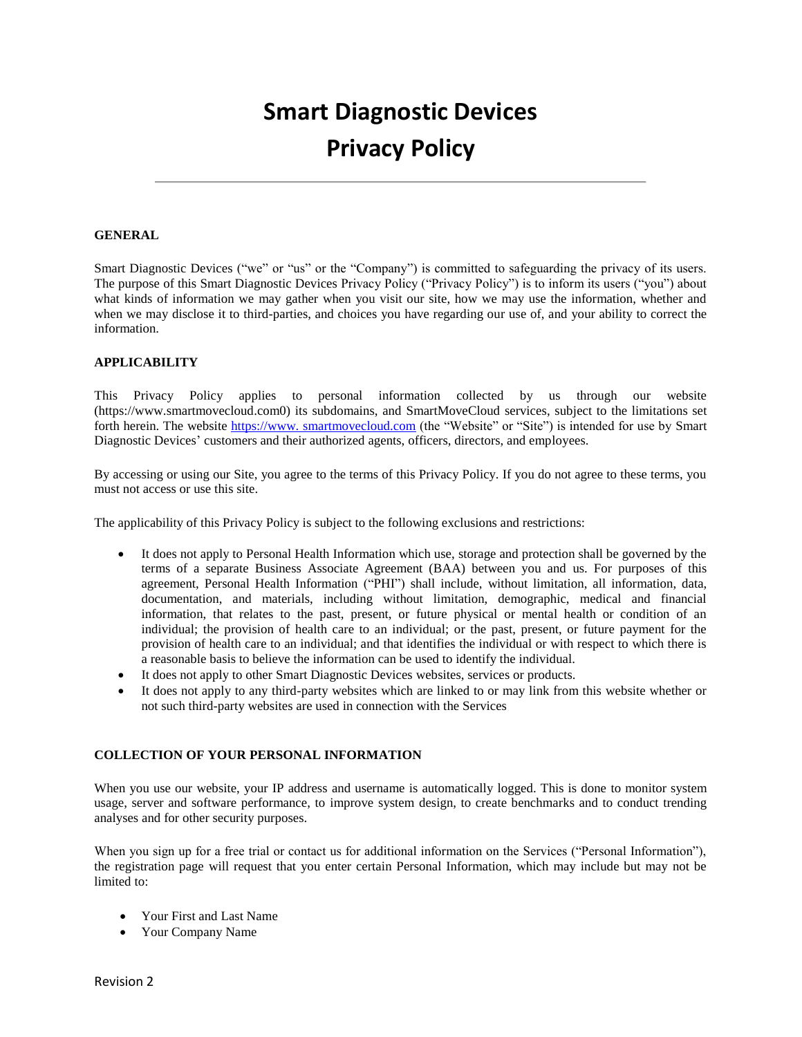# Smart Diagnostic Devices Privacy Policy

**GENERAL**

Smart Diagnostic Devices ("we" or "us" or the "Company") is committed to safeguarding the privacy of its users. The purpose of this Smart Diagnostic Devices Privacy Policy ("Privacy Policy") is to inform its users ("you") about what kinds of information we may gather when you visit our site, how we may use the information, whether and when we may disclose it to third-parties, and choices you have regarding our use of, and your ability to correct the information.

**APPLICABILITY**

This Privacy Policy applies to personal information collected by us through our website (https://www.smartmovecloud.com0) its subdomains, and SmartMoveCloud services, subject to the limitations set forth herein. The website [https://www. smartmovecloud.com](https://www.smartmovecloud.com) (the "Website" or "Site") is intended for use by Smart Diagnostic Devices' customers and their authorized agents, officers, directors, and employees.

By accessing or using our Site, you agree to the terms of this Privacy Policy. If you do not agree to these terms, you must not access or use this site.

The applicability of this Privacy Policy is subject to the following exclusions and restrictions:

- It does not apply to Personal Health Information which use, storage and protection shall be governed by the terms of a separate Business Associate Agreement (BAA) between you and us. For purposes of this agreement, Personal Health Information ("PHI") shall include, without limitation, all information, data, documentation, and materials, including without limitation, demographic, medical and financial information, that relates to the past, present, or future physical or mental health or condition of an individual; the provision of health care to an individual; or the past, present, or future payment for the provision of health care to an individual; and that identifies the individual or with respect to which there is a reasonable basis to believe the information can be used to identify the individual.
- It does not apply to other Smart Diagnostic Devices websites, services or products.
- It does not apply to any third-party websites which are linked to or may link from this website whether or not such third-party websites are used in connection with the Services

**COLLECTION OF YOUR PERSONAL INFORMATION**

When you use our website, your IP address and username is automatically logged. This is done to monitor system usage, server and software performance, to improve system design, to create benchmarks and to conduct trending analyses and for other security purposes.

When you sign up for a free trial or contact us for additional information on the Services ("Personal Information"), the registration page will request that you enter certain Personal Information, which may include but may not be limited to:

- Your First and Last Name
- Your Company Name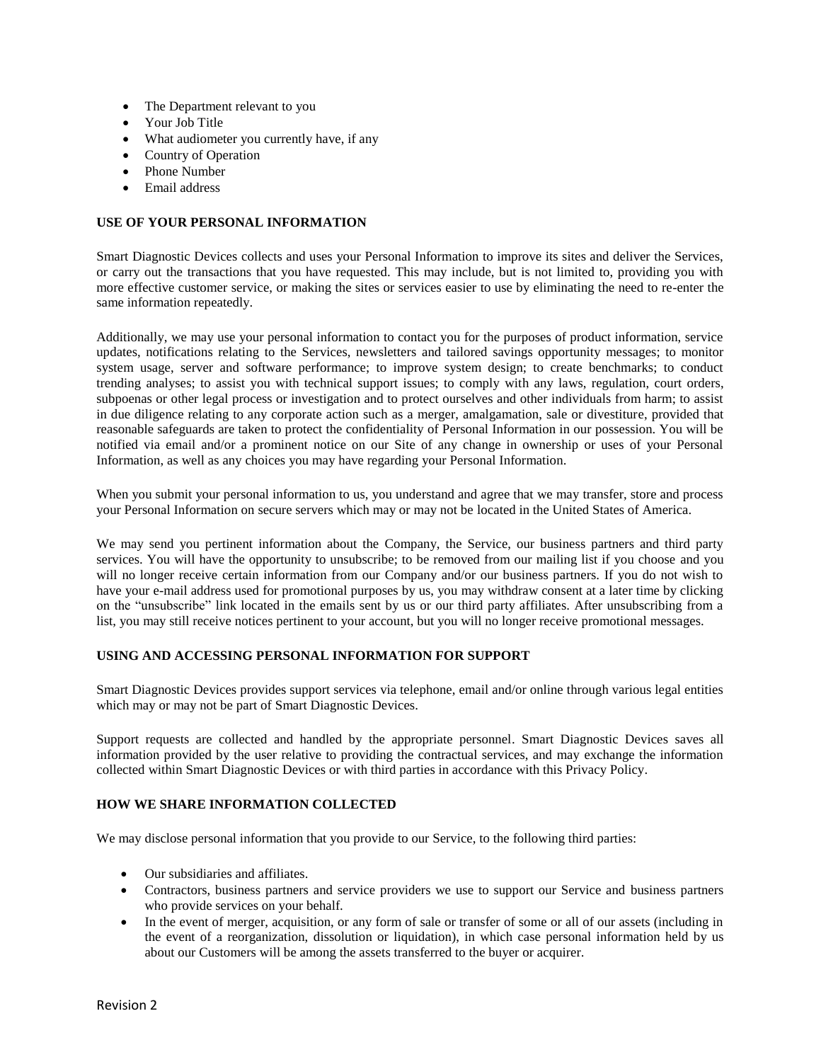- The Department relevant to you
- Your Job Title
- What audiometer you currently have, if any
- Country of Operation
- Phone Number
- Email address

### USE OF YOUR PERSONAL INFORMATION

Smart Diagnostic Devices collects and uses your Personal Information to improve its sites and deliver the Services, or carry out the transactions that you have requested. This may include, but is not limited to, providing you with more effective customer service, or making the sites or services easier to use by eliminating the need to re-enter the same information repeatedly.

Additionally, we may use your personal information to contact you for the purposes of product information, service updates, notifications relating to the Services, newsletters and tailored savings opportunity messages; to monitor system usage, server and software performance; to improve system design; to create benchmarks; to conduct trending analyses; to assist you with technical support issues; to comply with any laws, regulation, court orders, subpoenas or other legal process or investigation and to protect ourselves and other individuals from harm; to assist in due diligence relating to any corporate action such as a merger, amalgamation, sale or divestiture, provided that reasonable safeguards are taken to protect the confidentiality of Personal Information in our possession. You will be notified via email and/or a prominent notice on our Site of any change in ownership or uses of your Personal Information, as well as any choices you may have regarding your Personal Information.

When you submit your personal information to us, you understand and agree that we may transfer, store and process your Personal Information on secure servers which may or may not be located in the United States of America.

We may send you pertinent information about the Company, the Service, our business partners and third party services. You will have the opportunity to unsubscribe; to be removed from our mailing list if you choose and you will no longer receive certain information from our Company and/or our business partners. If you do not wish to have your e-mail address used for promotional purposes by us, you may withdraw consent at a later time by clicking on the “unsubscribe” link located in the emails sent by us or our third party affiliates. After unsubscribing from a list, you may still receive notices pertinent to your account, but you will no longer receive promotional messages.

### USING AND ACCESSING PERSONAL INFORMATION FOR SUPPORT

Smart Diagnostic Devices provides support services via telephone, email and/or online through various legal entities which may or may not be part of Smart Diagnostic Devices.

Support requests are collected and handled by the appropriate personnel. Smart Diagnostic Devices saves all information provided by the user relative to providing the contractual services, and may exchange the information collected within Smart Diagnostic Devices or with third parties in accordance with this Privacy Policy.

### HOW WE SHARE INFORMATION COLLECTED

We may disclose personal information that you provide to our Service, to the following third parties:

- Our subsidiaries and affiliates.
- Contractors, business partners and service providers we use to support our Service and business partners who provide services on your behalf.
- In the event of merger, acquisition, or any form of sale or transfer of some or all of our assets (including in the event of a reorganization, dissolution or liquidation), in which case personal information held by us about our Customers will be among the assets transferred to the buyer or acquirer.

Revision 2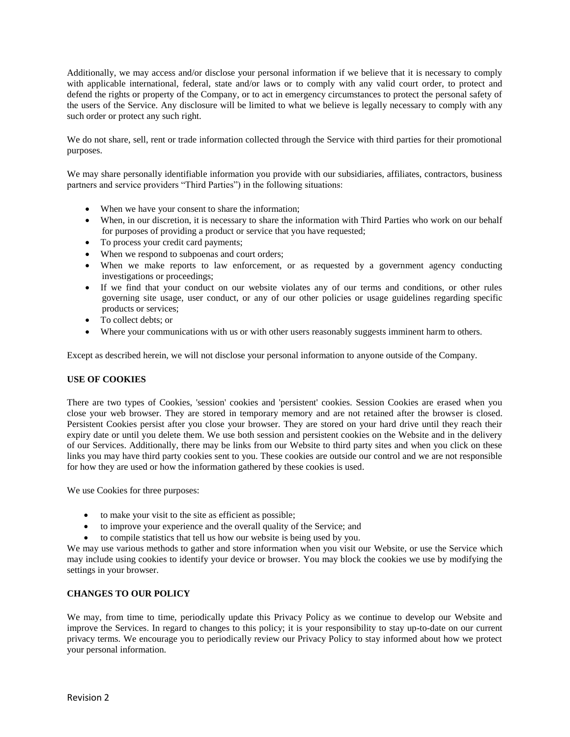Additionally, we may access and/or disclose your personal information if we believe that it is necessary to comply with applicable international, federal, state and/or laws or to comply with any valid court order, to protect and defend the rights or property of the Company, or to act in emergency circumstances to protect the personal safety of the users of the Service. Any disclosure will be limited to what we believe is legally necessary to comply with any such order or protect any such right.

We do not share, sell, rent or trade information collected through the Service with third parties for their promotional purposes.

We may share personally identifiable information you provide with our subsidiaries, affiliates, contractors, business partners and service providers "Third Parties") in the following situations:

- When we have your consent to share the information;
- When, in our discretion, it is necessary to share the information with Third Parties who work on our behalf for purposes of providing a product or service that you have requested;
- To process your credit card payments;
- When we respond to subpoenas and court orders;
- When we make reports to law enforcement, or as requested by a government agency conducting investigations or proceedings;
- If we find that your conduct on our website violates any of our terms and conditions, or other rules governing site usage, user conduct, or any of our other policies or usage guidelines regarding specific products or services;
- To collect debts; or
- Where your communications with us or with other users reasonably suggests imminent harm to others.

Except as described herein, we will not disclose your personal information to anyone outside of the Company.

**USE OF COOKIES**

There are two types of Cookies, 'session' cookies and 'persistent' cookies. Session Cookies are erased when you close your web browser. They are stored in temporary memory and are not retained after the browser is closed. Persistent Cookies persist after you close your browser. They are stored on your hard drive until they reach their expiry date or until you delete them. We use both session and persistent cookies on the Website and in the delivery of our Services. Additionally, there may be links from our Website to third party sites and when you click on these links you may have third party cookies sent to you. These cookies are outside our control and we are not responsible for how they are used or how the information gathered by these cookies is used.

We use Cookies for three purposes:

- to make your visit to the site as efficient as possible;
- to improve your experience and the overall quality of the Service; and
- to compile statistics that tell us how our website is being used by you.

We may use various methods to gather and store information when you visit our Website, or use the Service which may include using cookies to identify your device or browser. You may block the cookies we use by modifying the settings in your browser.

**CHANGES TO OUR POLICY**

We may, from time to time, periodically update this Privacy Policy as we continue to develop our Website and improve the Services. In regard to changes to this policy; it is your responsibility to stay up-to-date on our current privacy terms. We encourage you to periodically review our Privacy Policy to stay informed about how we protect your personal information.

Revision 2